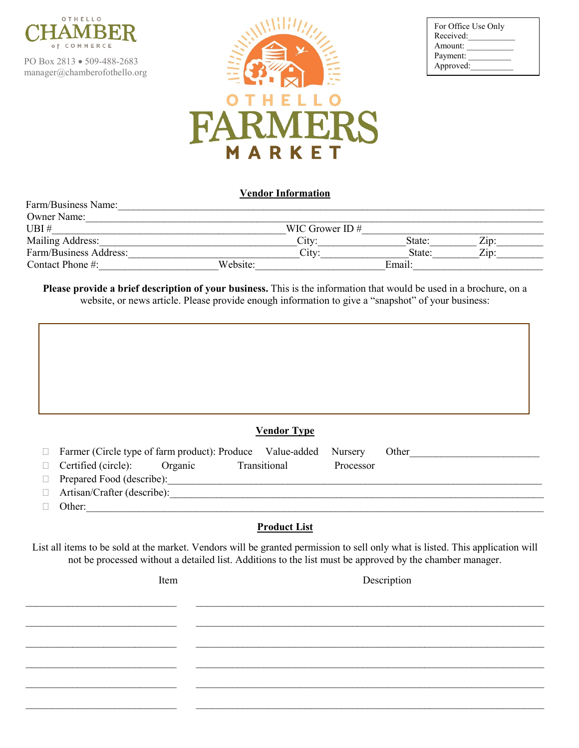OTHELLO CHAMBER of COMMERCE

PO Box 2813 • 509-488-2683
manager@chamberofothello.org

OTHELLO FARMERS MARKET

For Office Use Only
Received:__________
Amount: __________
Payment: __________
Approved:__________

## Vendor Information

Farm/Business Name:______________________________________________________________________

Owner Name:_____________________________________________________________________________

UBI #________________________________________ WIC Grower ID #_____________________________

Mailing Address:_________________________________ City:_______________ State:________ Zip:________

Farm/Business Address:____________________________ City:_______________ State:________ Zip:________

Contact Phone #:_____________________ Website:_______________________ Email:_______________________

**Please provide a brief description of your business.** This is the information that would be used in a brochure, on a website, or news article. Please provide enough information to give a "snapshot" of your business:

&nbsp;

## Vendor Type

- ☐ Farmer (Circle type of farm product): Produce Value-added Nursery Other________________________
- ☐ Certified (circle): Organic Transitional Processor
- ☐ Prepared Food (describe):______________________________________________________________
- ☐ Artisan/Crafter (describe):______________________________________________________________
- ☐ Other:_________________________________________________________________________

## Product List

List all items to be sold at the market. Vendors will be granted permission to sell only what is listed. This application will not be processed without a detailed list. Additions to the list must be approved by the chamber manager.

| Item | Description |
|---|---|
| | |
| | |
| | |
| | |
| | |
| | |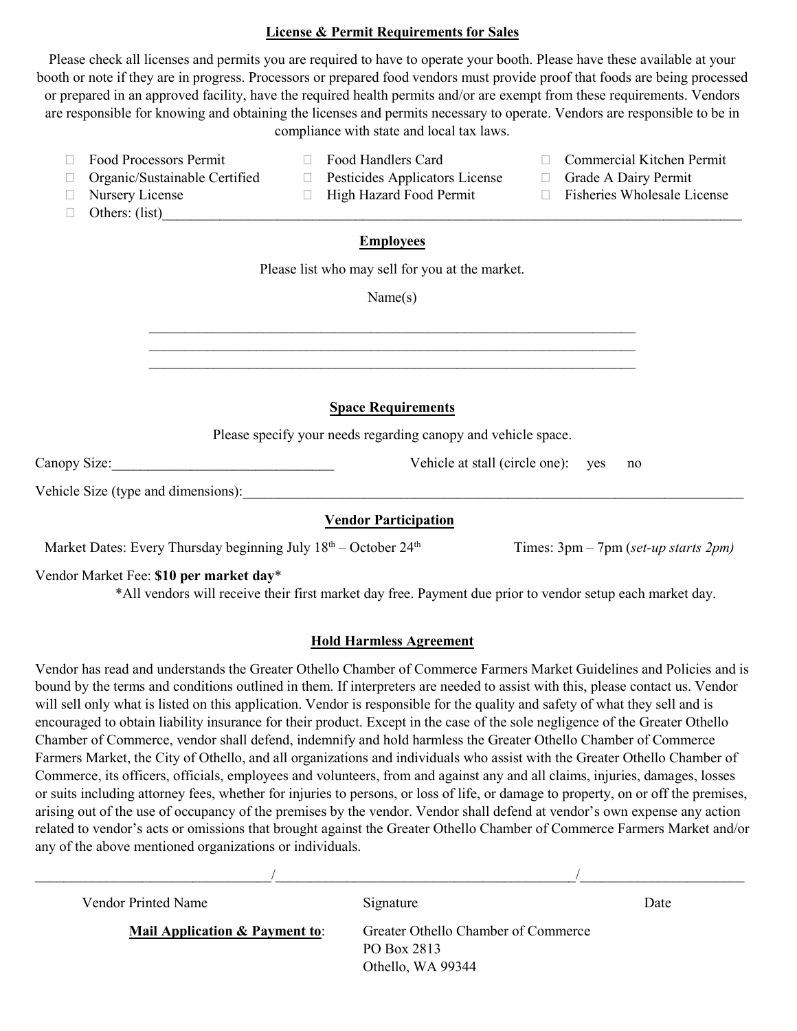## License & Permit Requirements for Sales

Please check all licenses and permits you are required to have to operate your booth. Please have these available at your booth or note if they are in progress. Processors or prepared food vendors must provide proof that foods are being processed or prepared in an approved facility, have the required health permits and/or are exempt from these requirements. Vendors are responsible for knowing and obtaining the licenses and permits necessary to operate. Vendors are responsible to be in compliance with state and local tax laws.

- ☐ Food Processors Permit
- ☐ Food Handlers Card
- ☐ Commercial Kitchen Permit
- ☐ Organic/Sustainable Certified
- ☐ Pesticides Applicators License
- ☐ Grade A Dairy Permit
- ☐ Nursery License
- ☐ High Hazard Food Permit
- ☐ Fisheries Wholesale License
- ☐ Others: (list)______________________________________________________________________________

## Employees

Please list who may sell for you at the market.

Name(s)

_____________________________________________________________________

_____________________________________________________________________

_____________________________________________________________________

## Space Requirements

Please specify your needs regarding canopy and vehicle space.

Canopy Size:______________________________ Vehicle at stall (circle one): yes no

Vehicle Size (type and dimensions):__________________________________________________________________________

## Vendor Participation

Market Dates: Every Thursday beginning July 18th – October 24th Times: 3pm – 7pm (*set-up starts 2pm)*

Vendor Market Fee: **$10 per market day***

*All vendors will receive their first market day free. Payment due prior to vendor setup each market day.

## Hold Harmless Agreement

Vendor has read and understands the Greater Othello Chamber of Commerce Farmers Market Guidelines and Policies and is bound by the terms and conditions outlined in them. If interpreters are needed to assist with this, please contact us. Vendor will sell only what is listed on this application. Vendor is responsible for the quality and safety of what they sell and is encouraged to obtain liability insurance for their product. Except in the case of the sole negligence of the Greater Othello Chamber of Commerce, vendor shall defend, indemnify and hold harmless the Greater Othello Chamber of Commerce Farmers Market, the City of Othello, and all organizations and individuals who assist with the Greater Othello Chamber of Commerce, its officers, officials, employees and volunteers, from and against any and all claims, injuries, damages, losses or suits including attorney fees, whether for injuries to persons, or loss of life, or damage to property, on or off the premises, arising out of the use of occupancy of the premises by the vendor. Vendor shall defend at vendor's own expense any action related to vendor's acts or omissions that brought against the Greater Othello Chamber of Commerce Farmers Market and/or any of the above mentioned organizations or individuals.

________________________________/__________________________________________/______________________

Vendor Printed Name Signature Date

**Mail Application & Payment to**: Greater Othello Chamber of Commerce
PO Box 2813
Othello, WA 99344